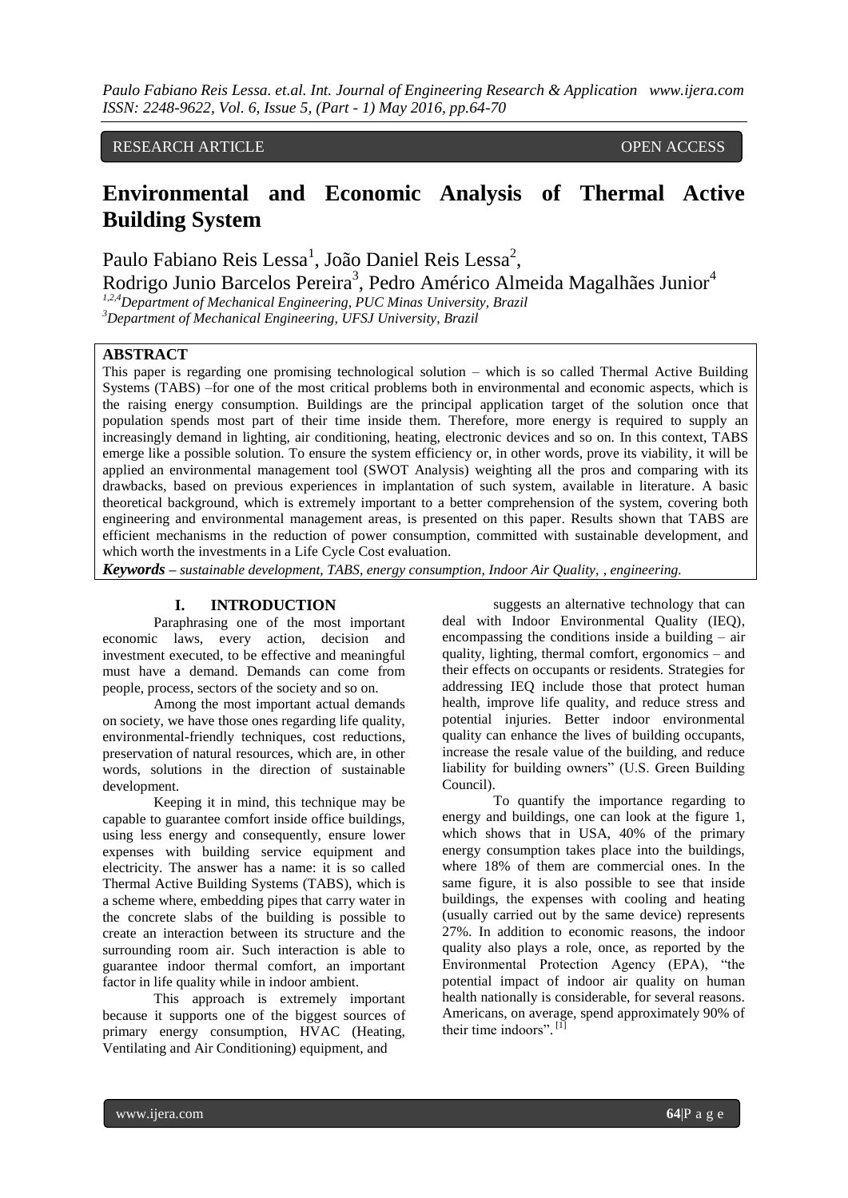RESEARCH ARTICLE OPEN ACCESS

# Environmental and Economic Analysis of Thermal Active Building System

Paulo Fabiano Reis Lessa[1], João Daniel Reis Lessa[2], Rodrigo Junio Barcelos Pereira[3], Pedro Américo Almeida Magalhães Junior[4]

*[1,2,4]Department of Mechanical Engineering, PUC Minas University, Brazil*
*[3]Department of Mechanical Engineering, UFSJ University, Brazil*

## ABSTRACT

This paper is regarding one promising technological solution – which is so called Thermal Active Building Systems (TABS) –for one of the most critical problems both in environmental and economic aspects, which is the raising energy consumption. Buildings are the principal application target of the solution once that population spends most part of their time inside them. Therefore, more energy is required to supply an increasingly demand in lighting, air conditioning, heating, electronic devices and so on. In this context, TABS emerge like a possible solution. To ensure the system efficiency or, in other words, prove its viability, it will be applied an environmental management tool (SWOT Analysis) weighting all the pros and comparing with its drawbacks, based on previous experiences in implantation of such system, available in literature. A basic theoretical background, which is extremely important to a better comprehension of the system, covering both engineering and environmental management areas, is presented on this paper. Results shown that TABS are efficient mechanisms in the reduction of power consumption, committed with sustainable development, and which worth the investments in a Life Cycle Cost evaluation.

***Keywords*** *– sustainable development, TABS, energy consumption, Indoor Air Quality, , engineering.*

## I. INTRODUCTION

Paraphrasing one of the most important economic laws, every action, decision and investment executed, to be effective and meaningful must have a demand. Demands can come from people, process, sectors of the society and so on.

Among the most important actual demands on society, we have those ones regarding life quality, environmental-friendly techniques, cost reductions, preservation of natural resources, which are, in other words, solutions in the direction of sustainable development.

Keeping it in mind, this technique may be capable to guarantee comfort inside office buildings, using less energy and consequently, ensure lower expenses with building service equipment and electricity. The answer has a name: it is so called Thermal Active Building Systems (TABS), which is a scheme where, embedding pipes that carry water in the concrete slabs of the building is possible to create an interaction between its structure and the surrounding room air. Such interaction is able to guarantee indoor thermal comfort, an important factor in life quality while in indoor ambient.

This approach is extremely important because it supports one of the biggest sources of primary energy consumption, HVAC (Heating, Ventilating and Air Conditioning) equipment, and suggests an alternative technology that can deal with Indoor Environmental Quality (IEQ), encompassing the conditions inside a building – air quality, lighting, thermal comfort, ergonomics – and their effects on occupants or residents. Strategies for addressing IEQ include those that protect human health, improve life quality, and reduce stress and potential injuries. Better indoor environmental quality can enhance the lives of building occupants, increase the resale value of the building, and reduce liability for building owners" (U.S. Green Building Council).

To quantify the importance regarding to energy and buildings, one can look at the figure 1, which shows that in USA, 40% of the primary energy consumption takes place into the buildings, where 18% of them are commercial ones. In the same figure, it is also possible to see that inside buildings, the expenses with cooling and heating (usually carried out by the same device) represents 27%. In addition to economic reasons, the indoor quality also plays a role, once, as reported by the Environmental Protection Agency (EPA), "the potential impact of indoor air quality on human health nationally is considerable, for several reasons. Americans, on average, spend approximately 90% of their time indoors". [1]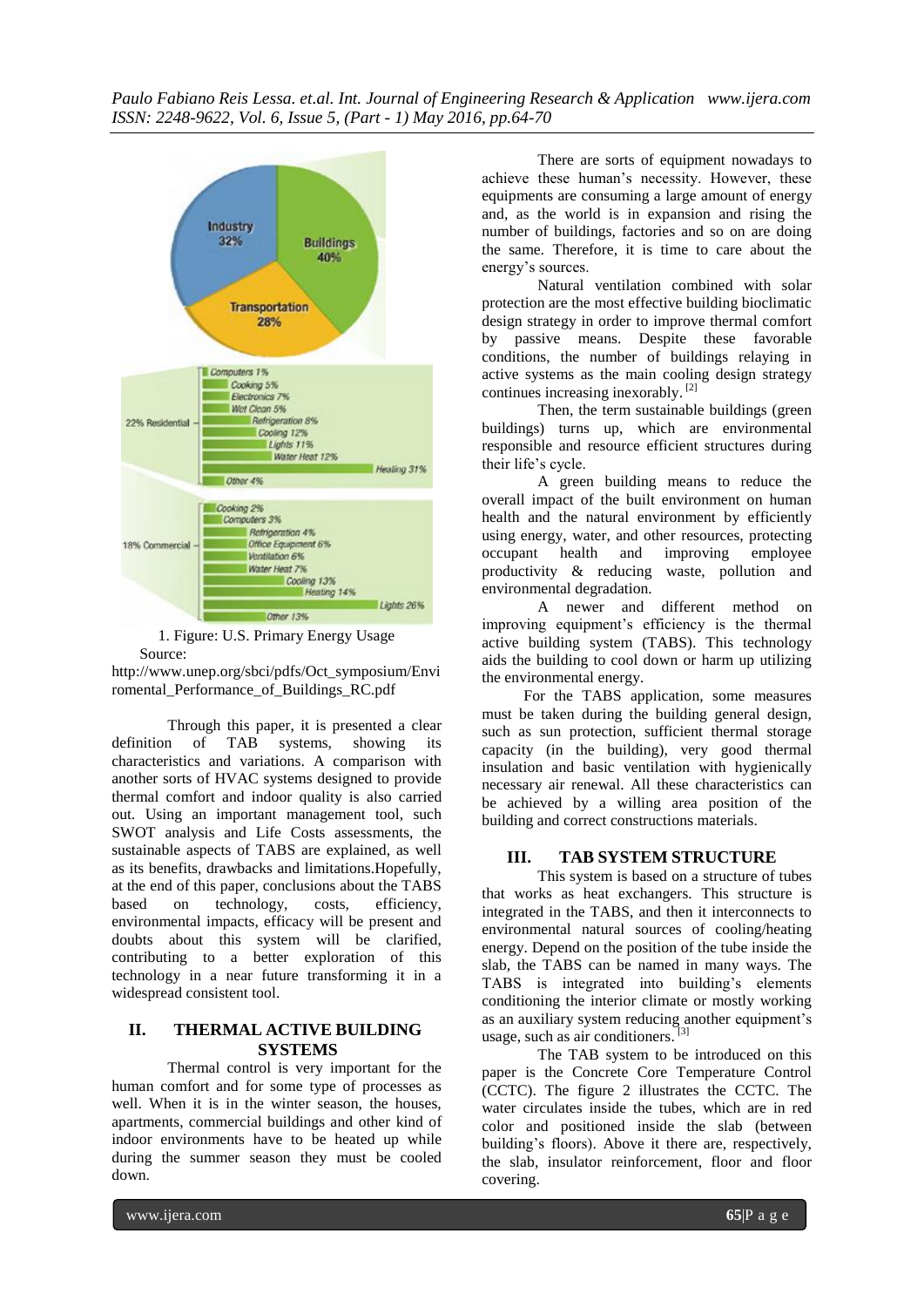1. Figure: U.S. Primary Energy Usage
Source:
http://www.unep.org/sbci/pdfs/Oct_symposium/Envi romental_Performance_of_Buildings_RC.pdf

Through this paper, it is presented a clear definition of TAB systems, showing its characteristics and variations. A comparison with another sorts of HVAC systems designed to provide thermal comfort and indoor quality is also carried out. Using an important management tool, such SWOT analysis and Life Costs assessments, the sustainable aspects of TABS are explained, as well as its benefits, drawbacks and limitations.Hopefully, at the end of this paper, conclusions about the TABS based on technology, costs, efficiency, environmental impacts, efficacy will be present and doubts about this system will be clarified, contributing to a better exploration of this technology in a near future transforming it in a widespread consistent tool.

## II. THERMAL ACTIVE BUILDING SYSTEMS

Thermal control is very important for the human comfort and for some type of processes as well. When it is in the winter season, the houses, apartments, commercial buildings and other kind of indoor environments have to be heated up while during the summer season they must be cooled down.

There are sorts of equipment nowadays to achieve these human's necessity. However, these equipments are consuming a large amount of energy and, as the world is in expansion and rising the number of buildings, factories and so on are doing the same. Therefore, it is time to care about the energy's sources.

Natural ventilation combined with solar protection are the most effective building bioclimatic design strategy in order to improve thermal comfort by passive means. Despite these favorable conditions, the number of buildings relaying in active systems as the main cooling design strategy continues increasing inexorably. [2]

Then, the term sustainable buildings (green buildings) turns up, which are environmental responsible and resource efficient structures during their life's cycle.

A green building means to reduce the overall impact of the built environment on human health and the natural environment by efficiently using energy, water, and other resources, protecting occupant health and improving employee productivity & reducing waste, pollution and environmental degradation.

A newer and different method on improving equipment's efficiency is the thermal active building system (TABS). This technology aids the building to cool down or harm up utilizing the environmental energy.

For the TABS application, some measures must be taken during the building general design, such as sun protection, sufficient thermal storage capacity (in the building), very good thermal insulation and basic ventilation with hygienically necessary air renewal. All these characteristics can be achieved by a willing area position of the building and correct constructions materials.

## III. TAB SYSTEM STRUCTURE

This system is based on a structure of tubes that works as heat exchangers. This structure is integrated in the TABS, and then it interconnects to environmental natural sources of cooling/heating energy. Depend on the position of the tube inside the slab, the TABS can be named in many ways. The TABS is integrated into building's elements conditioning the interior climate or mostly working as an auxiliary system reducing another equipment's usage, such as air conditioners. [3]

The TAB system to be introduced on this paper is the Concrete Core Temperature Control (CCTC). The figure 2 illustrates the CCTC. The water circulates inside the tubes, which are in red color and positioned inside the slab (between building's floors). Above it there are, respectively, the slab, insulator reinforcement, floor and floor covering.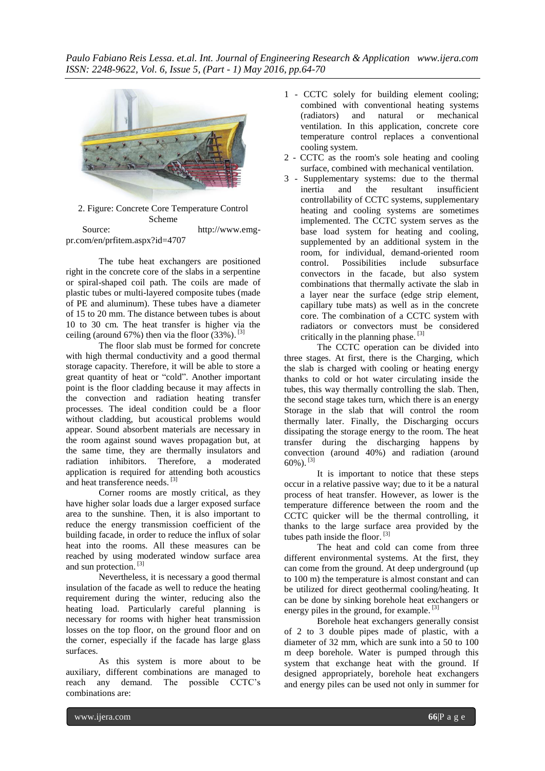2. Figure: Concrete Core Temperature Control Scheme

Source: http://www.emg-pr.com/en/prfitem.aspx?id=4707

The tube heat exchangers are positioned right in the concrete core of the slabs in a serpentine or spiral-shaped coil path. The coils are made of plastic tubes or multi-layered composite tubes (made of PE and aluminum). These tubes have a diameter of 15 to 20 mm. The distance between tubes is about 10 to 30 cm. The heat transfer is higher via the ceiling (around 67%) then via the floor (33%). [3]

The floor slab must be formed for concrete with high thermal conductivity and a good thermal storage capacity. Therefore, it will be able to store a great quantity of heat or "cold". Another important point is the floor cladding because it may affects in the convection and radiation heating transfer processes. The ideal condition could be a floor without cladding, but acoustical problems would appear. Sound absorbent materials are necessary in the room against sound waves propagation but, at the same time, they are thermally insulators and radiation inhibitors. Therefore, a moderated application is required for attending both acoustics and heat transference needs. [3]

Corner rooms are mostly critical, as they have higher solar loads due a larger exposed surface area to the sunshine. Then, it is also important to reduce the energy transmission coefficient of the building facade, in order to reduce the influx of solar heat into the rooms. All these measures can be reached by using moderated window surface area and sun protection. [3]

Nevertheless, it is necessary a good thermal insulation of the facade as well to reduce the heating requirement during the winter, reducing also the heating load. Particularly careful planning is necessary for rooms with higher heat transmission losses on the top floor, on the ground floor and on the corner, especially if the facade has large glass surfaces.

As this system is more about to be auxiliary, different combinations are managed to reach any demand. The possible CCTC's combinations are:

1 - CCTC solely for building element cooling; combined with conventional heating systems (radiators) and natural or mechanical ventilation. In this application, concrete core temperature control replaces a conventional cooling system.

2 - CCTC as the room's sole heating and cooling surface, combined with mechanical ventilation.

3 - Supplementary systems: due to the thermal inertia and the resultant insufficient controllability of CCTC systems, supplementary heating and cooling systems are sometimes implemented. The CCTC system serves as the base load system for heating and cooling, supplemented by an additional system in the room, for individual, demand-oriented room control. Possibilities include subsurface convectors in the facade, but also system combinations that thermally activate the slab in a layer near the surface (edge strip element, capillary tube mats) as well as in the concrete core. The combination of a CCTC system with radiators or convectors must be considered critically in the planning phase. [3]

The CCTC operation can be divided into three stages. At first, there is the Charging, which the slab is charged with cooling or heating energy thanks to cold or hot water circulating inside the tubes, this way thermally controlling the slab. Then, the second stage takes turn, which there is an energy Storage in the slab that will control the room thermally later. Finally, the Discharging occurs dissipating the storage energy to the room. The heat transfer during the discharging happens by convection (around 40%) and radiation (around 60%). [3]

It is important to notice that these steps occur in a relative passive way; due to it be a natural process of heat transfer. However, as lower is the temperature difference between the room and the CCTC quicker will be the thermal controlling, it thanks to the large surface area provided by the tubes path inside the floor. [3]

The heat and cold can come from three different environmental systems. At the first, they can come from the ground. At deep underground (up to 100 m) the temperature is almost constant and can be utilized for direct geothermal cooling/heating. It can be done by sinking borehole heat exchangers or energy piles in the ground, for example. [3]

Borehole heat exchangers generally consist of 2 to 3 double pipes made of plastic, with a diameter of 32 mm, which are sunk into a 50 to 100 m deep borehole. Water is pumped through this system that exchange heat with the ground. If designed appropriately, borehole heat exchangers and energy piles can be used not only in summer for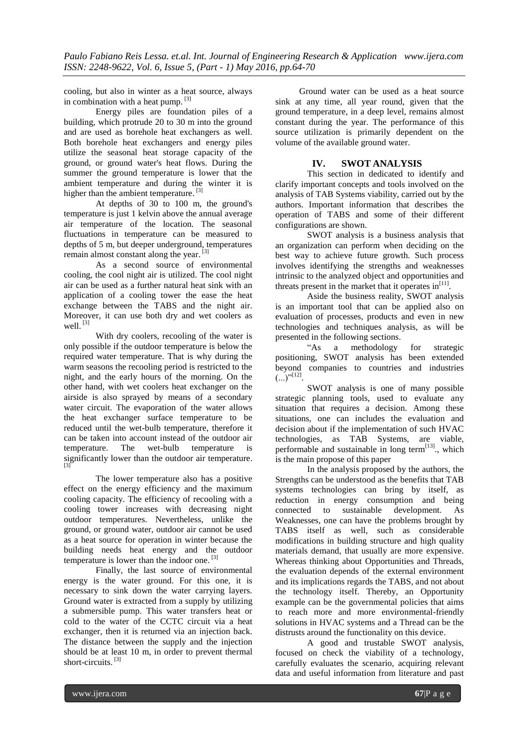cooling, but also in winter as a heat source, always in combination with a heat pump. [3]

Energy piles are foundation piles of a building, which protrude 20 to 30 m into the ground and are used as borehole heat exchangers as well. Both borehole heat exchangers and energy piles utilize the seasonal heat storage capacity of the ground, or ground water's heat flows. During the summer the ground temperature is lower that the ambient temperature and during the winter it is higher than the ambient temperature. [3]

At depths of 30 to 100 m, the ground's temperature is just 1 kelvin above the annual average air temperature of the location. The seasonal fluctuations in temperature can be measured to depths of 5 m, but deeper underground, temperatures remain almost constant along the year. [3]

As a second source of environmental cooling, the cool night air is utilized. The cool night air can be used as a further natural heat sink with an application of a cooling tower the ease the heat exchange between the TABS and the night air. Moreover, it can use both dry and wet coolers as well. [3]

With dry coolers, recooling of the water is only possible if the outdoor temperature is below the required water temperature. That is why during the warm seasons the recooling period is restricted to the night, and the early hours of the morning. On the other hand, with wet coolers heat exchanger on the airside is also sprayed by means of a secondary water circuit. The evaporation of the water allows the heat exchanger surface temperature to be reduced until the wet-bulb temperature, therefore it can be taken into account instead of the outdoor air temperature. The wet-bulb temperature is significantly lower than the outdoor air temperature. [3]

The lower temperature also has a positive effect on the energy efficiency and the maximum cooling capacity. The efficiency of recooling with a cooling tower increases with decreasing night outdoor temperatures. Nevertheless, unlike the ground, or ground water, outdoor air cannot be used as a heat source for operation in winter because the building needs heat energy and the outdoor temperature is lower than the indoor one. [3]

Finally, the last source of environmental energy is the water ground. For this one, it is necessary to sink down the water carrying layers. Ground water is extracted from a supply by utilizing a submersible pump. This water transfers heat or cold to the water of the CCTC circuit via a heat exchanger, then it is returned via an injection back. The distance between the supply and the injection should be at least 10 m, in order to prevent thermal short-circuits. [3]

Ground water can be used as a heat source sink at any time, all year round, given that the ground temperature, in a deep level, remains almost constant during the year. The performance of this source utilization is primarily dependent on the volume of the available ground water.

## IV. SWOT ANALYSIS

This section in dedicated to identify and clarify important concepts and tools involved on the analysis of TAB Systems viability, carried out by the authors. Important information that describes the operation of TABS and some of their different configurations are shown.

SWOT analysis is a business analysis that an organization can perform when deciding on the best way to achieve future growth. Such process involves identifying the strengths and weaknesses intrinsic to the analyzed object and opportunities and threats present in the market that it operates in[11].

Aside the business reality, SWOT analysis is an important tool that can be applied also on evaluation of processes, products and even in new technologies and techniques analysis, as will be presented in the following sections.

"As a methodology for strategic positioning, SWOT analysis has been extended beyond companies to countries and industries (...)"[12].

SWOT analysis is one of many possible strategic planning tools, used to evaluate any situation that requires a decision. Among these situations, one can includes the evaluation and decision about if the implementation of such HVAC technologies, as TAB Systems, are viable, performable and sustainable in long term[13]., which is the main propose of this paper

In the analysis proposed by the authors, the Strengths can be understood as the benefits that TAB systems technologies can bring by itself, as reduction in energy consumption and being connected to sustainable development. As Weaknesses, one can have the problems brought by TABS itself as well, such as considerable modifications in building structure and high quality materials demand, that usually are more expensive. Whereas thinking about Opportunities and Threads, the evaluation depends of the external environment and its implications regards the TABS, and not about the technology itself. Thereby, an Opportunity example can be the governmental policies that aims to reach more and more environmental-friendly solutions in HVAC systems and a Thread can be the distrusts around the functionality on this device.

A good and trustable SWOT analysis, focused on check the viability of a technology, carefully evaluates the scenario, acquiring relevant data and useful information from literature and past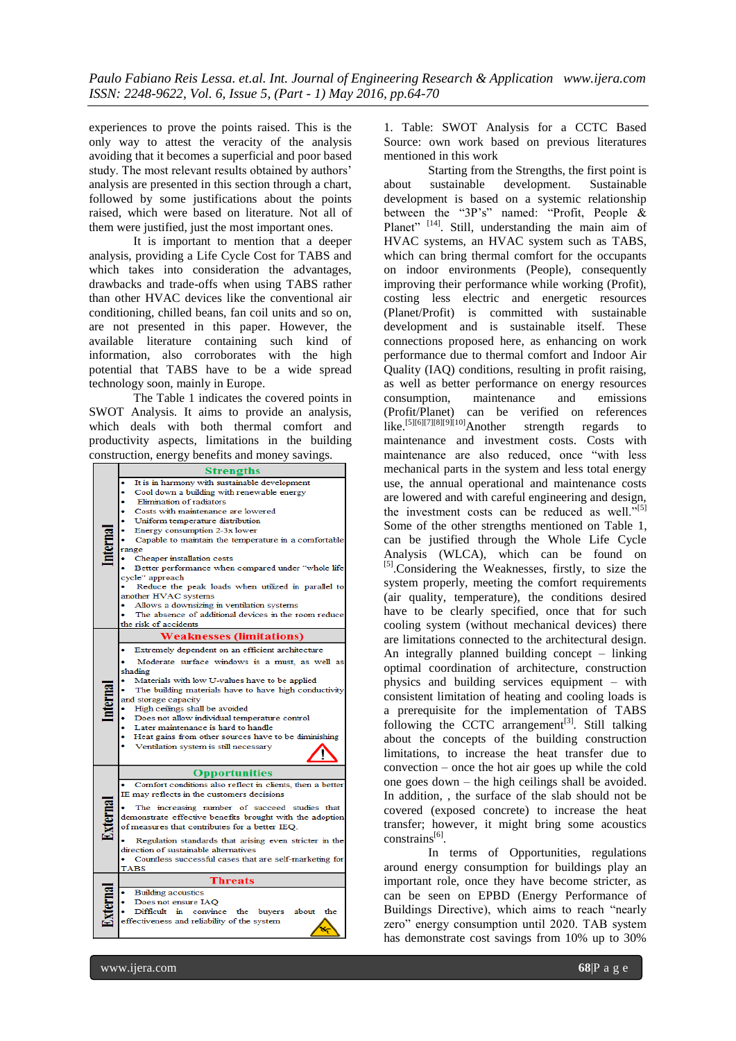experiences to prove the points raised. This is the only way to attest the veracity of the analysis avoiding that it becomes a superficial and poor based study. The most relevant results obtained by authors' analysis are presented in this section through a chart, followed by some justifications about the points raised, which were based on literature. Not all of them were justified, just the most important ones.

It is important to mention that a deeper analysis, providing a Life Cycle Cost for TABS and which takes into consideration the advantages, drawbacks and trade-offs when using TABS rather than other HVAC devices like the conventional air conditioning, chilled beans, fan coil units and so on, are not presented in this paper. However, the available literature containing such kind of information, also corroborates with the high potential that TABS have to be a wide spread technology soon, mainly in Europe.

The Table 1 indicates the covered points in SWOT Analysis. It aims to provide an analysis, which deals with both thermal comfort and productivity aspects, limitations in the building construction, energy benefits and money savings.

| | Strengths |
|---|---|
| Internal | • It is in harmony with sustainable development<br>• Cool down a building with renewable energy<br>• Elimination of radiators<br>• Costs with maintenance are lowered<br>• Uniform temperature distribution<br>• Energy consumption 2-3x lower<br>• Capable to maintain the temperature in a comfortable range<br>• Cheaper installation costs<br>• Better performance when compared under "whole life cycle" approach<br>• Reduce the peak loads when utilized in parallel to another HVAC systems<br>• Allows a downsizing in ventilation systems<br>• The absence of additional devices in the room reduce the risk of accidents |
| | **Weaknesses (limitations)** |
| Internal | • Extremely dependent on an efficient architecture<br>• Moderate surface windows is a must, as well as shading<br>• Materials with low U-values have to be applied<br>• The building materials have to have high conductivity and storage capacity<br>• High ceilings shall be avoided<br>• Does not allow individual temperature control<br>• Later maintenance is hard to handle<br>• Heat gains from other sources have to be diminishing<br>• Ventilation system is still necessary |
| | **Opportunities** |
| External | • Comfort conditions also reflect in clients, then a better IE may reflects in the customers decisions<br>• The increasing number of succeed studies that demonstrate effective benefits brought with the adoption of measures that contributes for a better IEQ.<br>• Regulation standards that arising even stricter in the direction of sustainable alternatives<br>• Countless successful cases that are self-marketing for TABS |
| | **Threats** |
| External | • Building acoustics<br>• Does not ensure IAQ<br>• Difficult in convince the buyers about the effectiveness and reliability of the system |

1. Table: SWOT Analysis for a CCTC Based Source: own work based on previous literatures mentioned in this work

Starting from the Strengths, the first point is about sustainable development. Sustainable development is based on a systemic relationship between the "3P's" named: "Profit, People & Planet" [14]. Still, understanding the main aim of HVAC systems, an HVAC system such as TABS, which can bring thermal comfort for the occupants on indoor environments (People), consequently improving their performance while working (Profit), costing less electric and energetic resources (Planet/Profit) is committed with sustainable development and is sustainable itself. These connections proposed here, as enhancing on work performance due to thermal comfort and Indoor Air Quality (IAQ) conditions, resulting in profit raising, as well as better performance on energy resources consumption, maintenance and emissions (Profit/Planet) can be verified on references like.[5][6][7][8][9][10]Another strength regards to maintenance and investment costs. Costs with maintenance are also reduced, once "with less mechanical parts in the system and less total energy use, the annual operational and maintenance costs are lowered and with careful engineering and design, the investment costs can be reduced as well."[5] Some of the other strengths mentioned on Table 1, can be justified through the Whole Life Cycle Analysis (WLCA), which can be found on [5].Considering the Weaknesses, firstly, to size the system properly, meeting the comfort requirements (air quality, temperature), the conditions desired have to be clearly specified, once that for such cooling system (without mechanical devices) there are limitations connected to the architectural design. An integrally planned building concept – linking optimal coordination of architecture, construction physics and building services equipment – with consistent limitation of heating and cooling loads is a prerequisite for the implementation of TABS following the CCTC arrangement[3]. Still talking about the concepts of the building construction limitations, to increase the heat transfer due to convection – once the hot air goes up while the cold one goes down – the high ceilings shall be avoided. In addition, , the surface of the slab should not be covered (exposed concrete) to increase the heat transfer; however, it might bring some acoustics constrains[6].

In terms of Opportunities, regulations around energy consumption for buildings play an important role, once they have become stricter, as can be seen on EPBD (Energy Performance of Buildings Directive), which aims to reach "nearly zero" energy consumption until 2020. TAB system has demonstrate cost savings from 10% up to 30%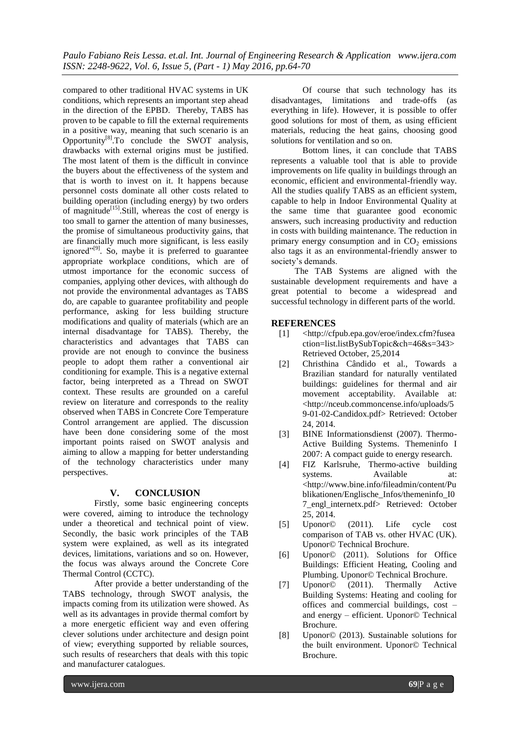compared to other traditional HVAC systems in UK conditions, which represents an important step ahead in the direction of the EPBD. Thereby, TABS has proven to be capable to fill the external requirements in a positive way, meaning that such scenario is an Opportunity[8].To conclude the SWOT analysis, drawbacks with external origins must be justified. The most latent of them is the difficult in convince the buyers about the effectiveness of the system and that is worth to invest on it. It happens because personnel costs dominate all other costs related to building operation (including energy) by two orders of magnitude[15].Still, whereas the cost of energy is too small to garner the attention of many businesses, the promise of simultaneous productivity gains, that are financially much more significant, is less easily ignored"[9]. So, maybe it is preferred to guarantee appropriate workplace conditions, which are of utmost importance for the economic success of companies, applying other devices, with although do not provide the environmental advantages as TABS do, are capable to guarantee profitability and people performance, asking for less building structure modifications and quality of materials (which are an internal disadvantage for TABS). Thereby, the characteristics and advantages that TABS can provide are not enough to convince the business people to adopt them rather a conventional air conditioning for example. This is a negative external factor, being interpreted as a Thread on SWOT context. These results are grounded on a careful review on literature and corresponds to the reality observed when TABS in Concrete Core Temperature Control arrangement are applied. The discussion have been done considering some of the most important points raised on SWOT analysis and aiming to allow a mapping for better understanding of the technology characteristics under many perspectives.

## V. CONCLUSION

Firstly, some basic engineering concepts were covered, aiming to introduce the technology under a theoretical and technical point of view. Secondly, the basic work principles of the TAB system were explained, as well as its integrated devices, limitations, variations and so on. However, the focus was always around the Concrete Core Thermal Control (CCTC).

After provide a better understanding of the TABS technology, through SWOT analysis, the impacts coming from its utilization were showed. As well as its advantages in provide thermal comfort by a more energetic efficient way and even offering clever solutions under architecture and design point of view; everything supported by reliable sources, such results of researchers that deals with this topic and manufacturer catalogues.

Of course that such technology has its disadvantages, limitations and trade-offs (as everything in life). However, it is possible to offer good solutions for most of them, as using efficient materials, reducing the heat gains, choosing good solutions for ventilation and so on.

Bottom lines, it can conclude that TABS represents a valuable tool that is able to provide improvements on life quality in buildings through an economic, efficient and environmental-friendly way. All the studies qualify TABS as an efficient system, capable to help in Indoor Environmental Quality at the same time that guarantee good economic answers, such increasing productivity and reduction in costs with building maintenance. The reduction in primary energy consumption and in $CO_2$ emissions also tags it as an environmental-friendly answer to society's demands.

The TAB Systems are aligned with the sustainable development requirements and have a great potential to become a widespread and successful technology in different parts of the world.

## REFERENCES

[1] <http://cfpub.epa.gov/eroe/index.cfm?fuseaction=list.listBySubTopic&ch=46&s=343> Retrieved October, 25,2014

[2] Christhina Cândido et al., Towards a Brazilian standard for naturally ventilated buildings: guidelines for thermal and air movement acceptability. Available at: <http://nceub.commoncense.info/uploads/59-01-02-Candidox.pdf> Retrieved: October 24, 2014.

[3] BINE Informationsdienst (2007). Thermo-Active Building Systems. Themeninfo I 2007: A compact guide to energy research.

[4] FIZ Karlsruhe, Thermo-active building systems. Available at: <http://www.bine.info/fileadmin/content/Publikationen/Englische_Infos/themeninfo_I07_engl_internetx.pdf> Retrieved: October 25, 2014.

[5] Uponor© (2011). Life cycle cost comparison of TAB vs. other HVAC (UK). Uponor© Technical Brochure.

[6] Uponor© (2011). Solutions for Office Buildings: Efficient Heating, Cooling and Plumbing. Uponor© Technical Brochure.

[7] Uponor© (2011). Thermally Active Building Systems: Heating and cooling for offices and commercial buildings, cost – and energy – efficient. Uponor© Technical Brochure.

[8] Uponor© (2013). Sustainable solutions for the built environment. Uponor© Technical Brochure.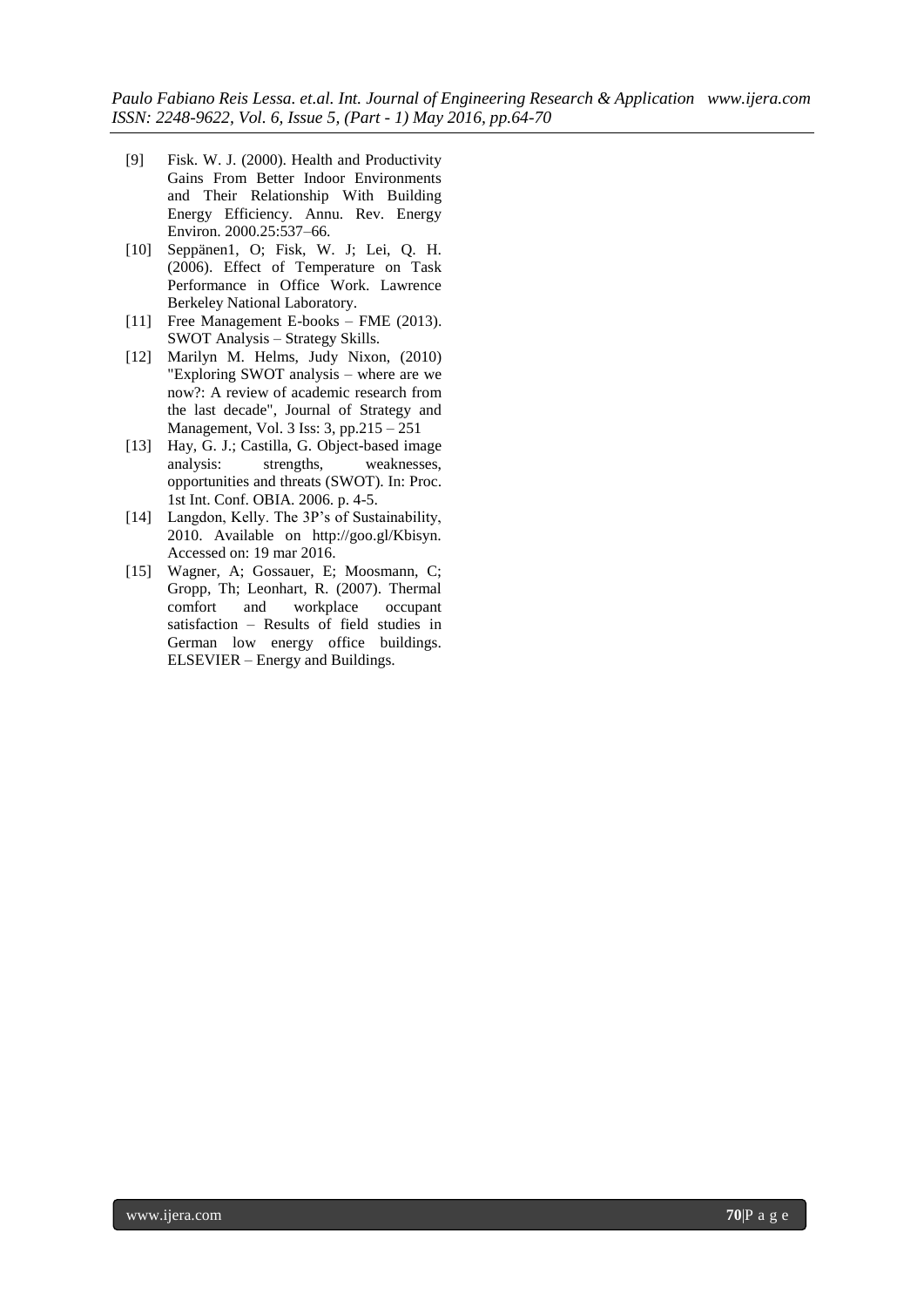- [9] Fisk. W. J. (2000). Health and Productivity Gains From Better Indoor Environments and Their Relationship With Building Energy Efficiency. Annu. Rev. Energy Environ. 2000.25:537–66.
- [10] Seppänen1, O; Fisk, W. J; Lei, Q. H. (2006). Effect of Temperature on Task Performance in Office Work. Lawrence Berkeley National Laboratory.
- [11] Free Management E-books – FME (2013). SWOT Analysis – Strategy Skills.
- [12] Marilyn M. Helms, Judy Nixon, (2010) "Exploring SWOT analysis – where are we now?: A review of academic research from the last decade", Journal of Strategy and Management, Vol. 3 Iss: 3, pp.215 – 251
- [13] Hay, G. J.; Castilla, G. Object-based image analysis: strengths, weaknesses, opportunities and threats (SWOT). In: Proc. 1st Int. Conf. OBIA. 2006. p. 4-5.
- [14] Langdon, Kelly. The 3P's of Sustainability, 2010. Available on http://goo.gl/Kbisyn. Accessed on: 19 mar 2016.
- [15] Wagner, A; Gossauer, E; Moosmann, C; Gropp, Th; Leonhart, R. (2007). Thermal comfort and workplace occupant satisfaction – Results of field studies in German low energy office buildings. ELSEVIER – Energy and Buildings.